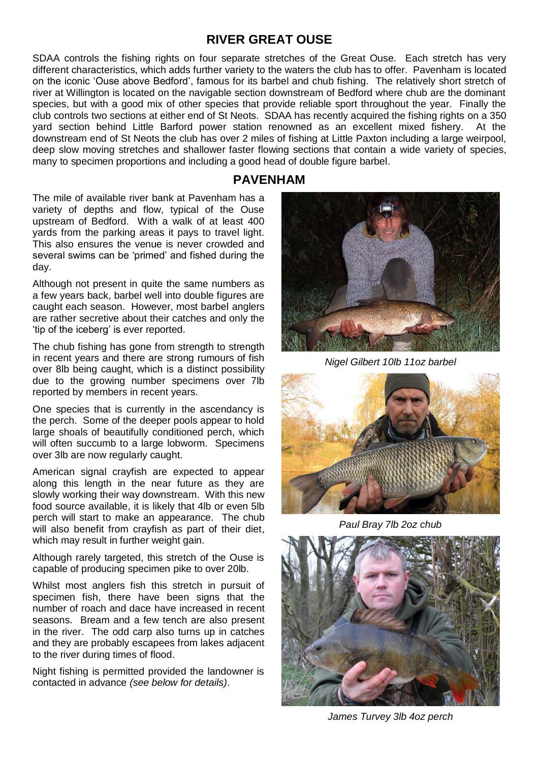# RIVER GREAT OUSE

SDAA controls the fishing rights on four separate stretches of the Great Ouse. Each stretch has very different characteristics, which adds further variety to the waters the club has to offer. Pavenham is located on the iconic 'Ouse above Bedford', famous for its barbel and chub fishing. The relatively short stretch of river at Willington is located on the navigable section downstream of Bedford where chub are the dominant species, but with a good mix of other species that provide reliable sport throughout the year. Finally the club controls two sections at either end of St Neots. SDAA has recently acquired the fishing rights on a 350 yard section behind Little Barford power station renowned as an excellent mixed fishery. At the downstream end of St Neots the club has over 2 miles of fishing at Little Paxton including a large weirpool, deep slow moving stretches and shallower faster flowing sections that contain a wide variety of species, many to specimen proportions and including a good head of double figure barbel.

## PAVENHAM

The mile of available river bank at Pavenham has a variety of depths and flow, typical of the Ouse upstream of Bedford. With a walk of at least 400 yards from the parking areas it pays to travel light. This also ensures the venue is never crowded and several swims can be 'primed' and fished during the day.

Although not present in quite the same numbers as a few years back, barbel well into double figures are caught each season. However, most barbel anglers are rather secretive about their catches and only the 'tip of the iceberg' is ever reported.

The chub fishing has gone from strength to strength in recent years and there are strong rumours of fish over 8lb being caught, which is a distinct possibility due to the growing number specimens over 7lb reported by members in recent years.

One species that is currently in the ascendancy is the perch. Some of the deeper pools appear to hold large shoals of beautifully conditioned perch, which will often succumb to a large lobworm. Specimens over 3lb are now regularly caught.

American signal crayfish are expected to appear along this length in the near future as they are slowly working their way downstream. With this new food source available, it is likely that 4lb or even 5lb perch will start to make an appearance. The chub will also benefit from crayfish as part of their diet, which may result in further weight gain.

Although rarely targeted, this stretch of the Ouse is capable of producing specimen pike to over 20lb.

Whilst most anglers fish this stretch in pursuit of specimen fish, there have been signs that the number of roach and dace have increased in recent seasons. Bream and a few tench are also present in the river. The odd carp also turns up in catches and they are probably escapees from lakes adjacent to the river during times of flood.

Night fishing is permitted provided the landowner is contacted in advance *(see below for details)*.

*Nigel Gilbert 10lb 11oz barbel*

*Paul Bray 7lb 2oz chub*

*James Turvey 3lb 4oz perch*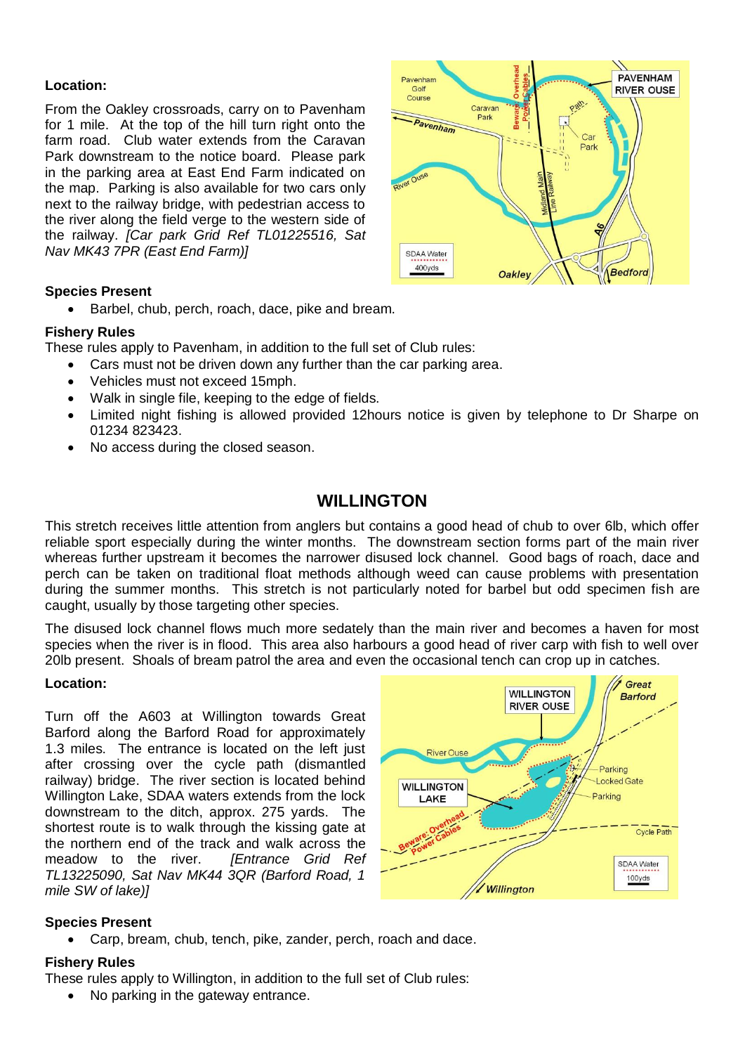**Location:**

From the Oakley crossroads, carry on to Pavenham for 1 mile. At the top of the hill turn right onto the farm road. Club water extends from the Caravan Park downstream to the notice board. Please park in the parking area at East End Farm indicated on the map. Parking is also available for two cars only next to the railway bridge, with pedestrian access to the river along the field verge to the western side of the railway. *[Car park Grid Ref TL01225516, Sat Nav MK43 7PR (East End Farm)]*

**Species Present**

- Barbel, chub, perch, roach, dace, pike and bream.

**Fishery Rules**

These rules apply to Pavenham, in addition to the full set of Club rules:

- Cars must not be driven down any further than the car parking area.
- Vehicles must not exceed 15mph.
- Walk in single file, keeping to the edge of fields.
- Limited night fishing is allowed provided 12hours notice is given by telephone to Dr Sharpe on 01234 823423.
- No access during the closed season.

## WILLINGTON

This stretch receives little attention from anglers but contains a good head of chub to over 6lb, which offer reliable sport especially during the winter months. The downstream section forms part of the main river whereas further upstream it becomes the narrower disused lock channel. Good bags of roach, dace and perch can be taken on traditional float methods although weed can cause problems with presentation during the summer months. This stretch is not particularly noted for barbel but odd specimen fish are caught, usually by those targeting other species.

The disused lock channel flows much more sedately than the main river and becomes a haven for most species when the river is in flood. This area also harbours a good head of river carp with fish to well over 20lb present. Shoals of bream patrol the area and even the occasional tench can crop up in catches.

**Location:**

Turn off the A603 at Willington towards Great Barford along the Barford Road for approximately 1.3 miles. The entrance is located on the left just after crossing over the cycle path (dismantled railway) bridge. The river section is located behind Willington Lake, SDAA waters extends from the lock downstream to the ditch, approx. 275 yards. The shortest route is to walk through the kissing gate at the northern end of the track and walk across the meadow to the river. *[Entrance Grid Ref TL13225090, Sat Nav MK44 3QR (Barford Road, 1 mile SW of lake)]*

**Species Present**

- Carp, bream, chub, tench, pike, zander, perch, roach and dace.

**Fishery Rules**

These rules apply to Willington, in addition to the full set of Club rules:

- No parking in the gateway entrance.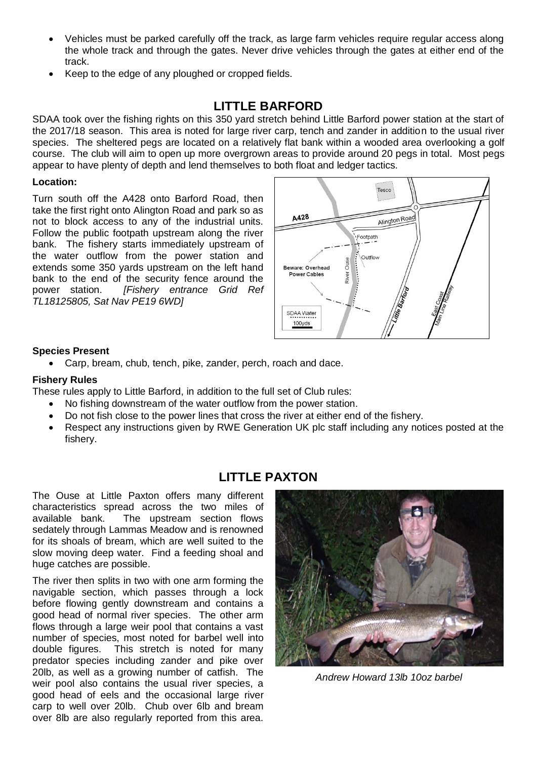- Vehicles must be parked carefully off the track, as large farm vehicles require regular access along the whole track and through the gates. Never drive vehicles through the gates at either end of the track.
- Keep to the edge of any ploughed or cropped fields.

## LITTLE BARFORD

SDAA took over the fishing rights on this 350 yard stretch behind Little Barford power station at the start of the 2017/18 season. This area is noted for large river carp, tench and zander in addition to the usual river species. The sheltered pegs are located on a relatively flat bank within a wooded area overlooking a golf course. The club will aim to open up more overgrown areas to provide around 20 pegs in total. Most pegs appear to have plenty of depth and lend themselves to both float and ledger tactics.

**Location:**

Turn south off the A428 onto Barford Road, then take the first right onto Alington Road and park so as not to block access to any of the industrial units. Follow the public footpath upstream along the river bank. The fishery starts immediately upstream of the water outflow from the power station and extends some 350 yards upstream on the left hand bank to the end of the security fence around the power station. *[Fishery entrance Grid Ref TL18125805, Sat Nav PE19 6WD]*

**Species Present**

- Carp, bream, chub, tench, pike, zander, perch, roach and dace.

**Fishery Rules**

These rules apply to Little Barford, in addition to the full set of Club rules:

- No fishing downstream of the water outflow from the power station.
- Do not fish close to the power lines that cross the river at either end of the fishery.
- Respect any instructions given by RWE Generation UK plc staff including any notices posted at the fishery.

## LITTLE PAXTON

The Ouse at Little Paxton offers many different characteristics spread across the two miles of available bank. The upstream section flows sedately through Lammas Meadow and is renowned for its shoals of bream, which are well suited to the slow moving deep water. Find a feeding shoal and huge catches are possible.

The river then splits in two with one arm forming the navigable section, which passes through a lock before flowing gently downstream and contains a good head of normal river species. The other arm flows through a large weir pool that contains a vast number of species, most noted for barbel well into double figures. This stretch is noted for many predator species including zander and pike over 20lb, as well as a growing number of catfish. The weir pool also contains the usual river species, a good head of eels and the occasional large river carp to well over 20lb. Chub over 6lb and bream over 8lb are also regularly reported from this area.

*Andrew Howard 13lb 10oz barbel*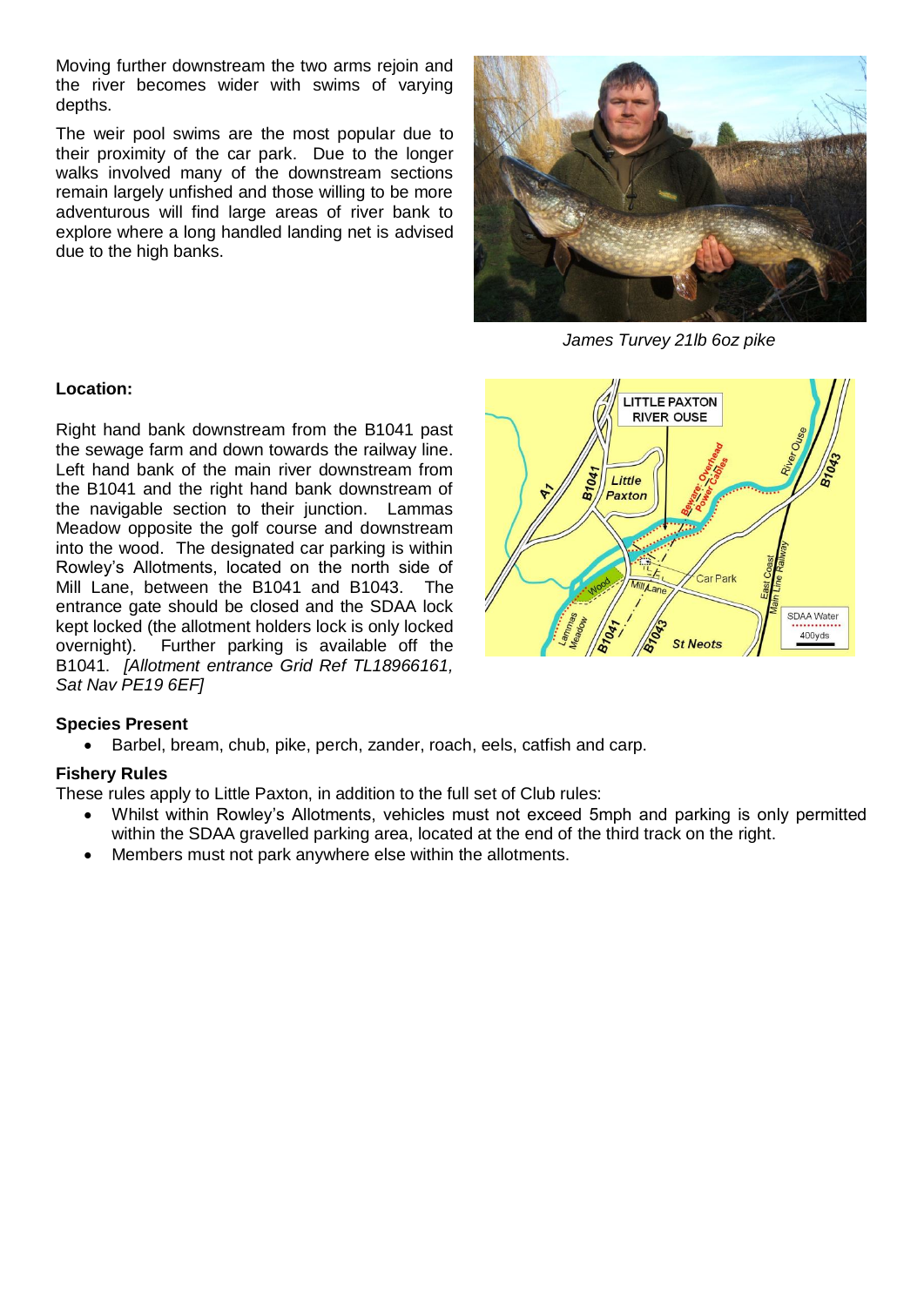Moving further downstream the two arms rejoin and the river becomes wider with swims of varying depths.

The weir pool swims are the most popular due to their proximity of the car park. Due to the longer walks involved many of the downstream sections remain largely unfished and those willing to be more adventurous will find large areas of river bank to explore where a long handled landing net is advised due to the high banks.

*James Turvey 21lb 6oz pike*

**Location:**

Right hand bank downstream from the B1041 past the sewage farm and down towards the railway line. Left hand bank of the main river downstream from the B1041 and the right hand bank downstream of the navigable section to their junction. Lammas Meadow opposite the golf course and downstream into the wood. The designated car parking is within Rowley's Allotments, located on the north side of Mill Lane, between the B1041 and B1043. The entrance gate should be closed and the SDAA lock kept locked (the allotment holders lock is only locked overnight). Further parking is available off the B1041. *[Allotment entrance Grid Ref TL18966161, Sat Nav PE19 6EF]*

LITTLE PAXTON
RIVER OUSE
A1
B1041
Little Paxton
Beware: Overhead Power Cables
River Ouse
B1043
Car Park
Mill Lane
Wood
Lammas Meadow
B1041
B1043
St Neots
East Coast Main Line Railway
SDAA Water
400yds

**Species Present**

- Barbel, bream, chub, pike, perch, zander, roach, eels, catfish and carp.

**Fishery Rules**

These rules apply to Little Paxton, in addition to the full set of Club rules:

- Whilst within Rowley's Allotments, vehicles must not exceed 5mph and parking is only permitted within the SDAA gravelled parking area, located at the end of the third track on the right.
- Members must not park anywhere else within the allotments.